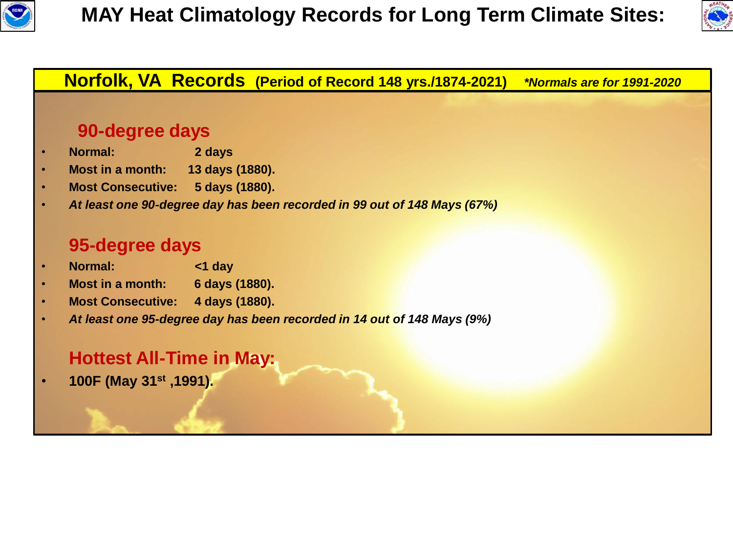# MAY Heat Climatology Records for Long Term Climate Sites:

## Norfolk, VA Records (Period of Record 148 yrs./1874-2021) *\*Normals are for 1991-2020*

### 90-degree days

- **Normal:** 2 days
- **Most in a month:** 13 days (1880).
- **Most Consecutive:** 5 days (1880).
- ***At least one 90-degree day has been recorded in 99 out of 148 Mays (67%)***

### 95-degree days

- **Normal:** <1 day
- **Most in a month:** 6 days (1880).
- **Most Consecutive:** 4 days (1880).
- ***At least one 95-degree day has been recorded in 14 out of 148 Mays (9%)***

### Hottest All-Time in May:

- **100F (May 31st ,1991).**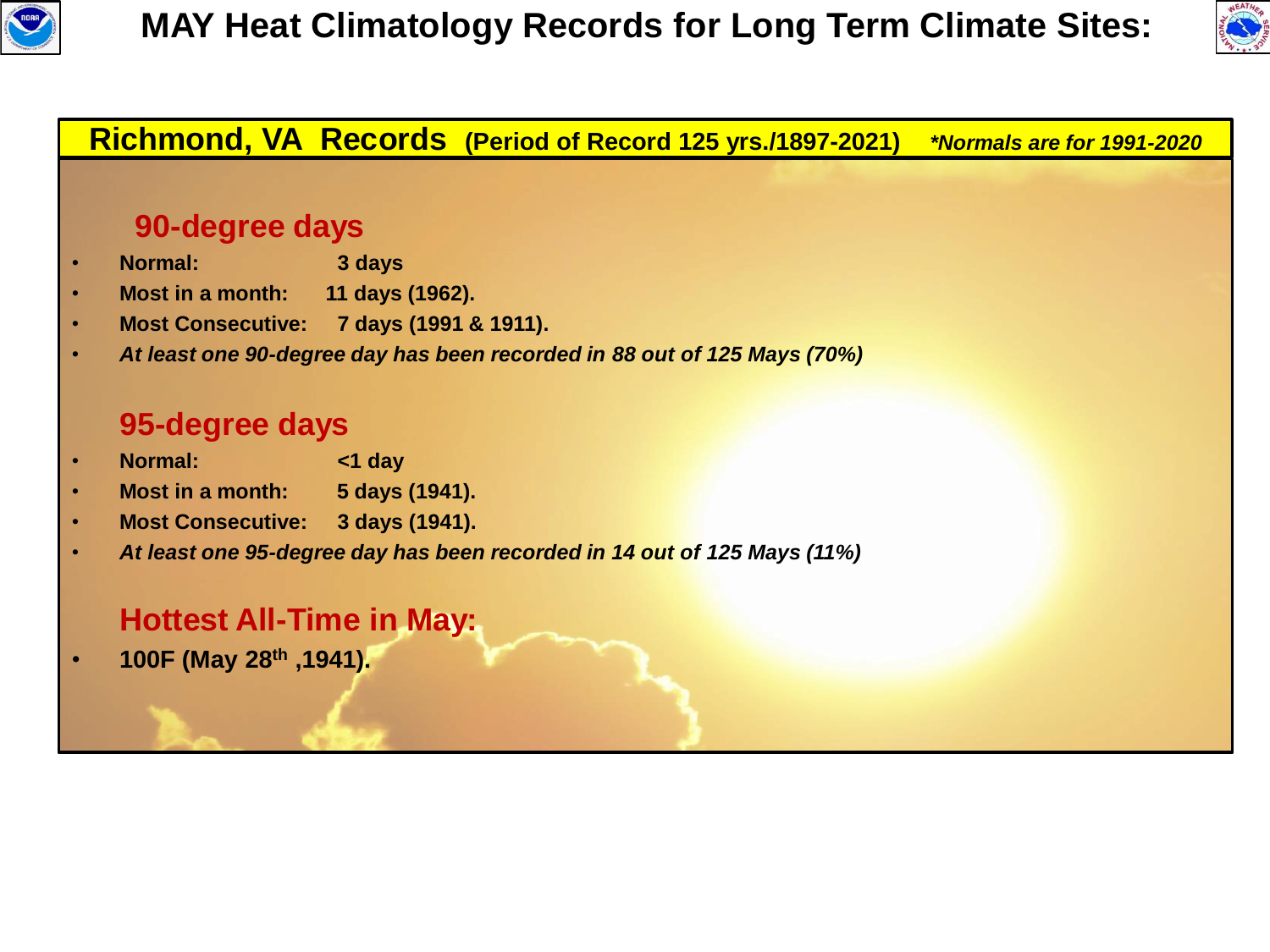# MAY Heat Climatology Records for Long Term Climate Sites:

## Richmond, VA Records (Period of Record 125 yrs./1897-2021) *Normals are for 1991-2020*

### 90-degree days

- **Normal:** 3 days
- **Most in a month:** 11 days (1962).
- **Most Consecutive:** 7 days (1991 & 1911).
- ***At least one 90-degree day has been recorded in 88 out of 125 Mays (70%)***

### 95-degree days

- **Normal:** <1 day
- **Most in a month:** 5 days (1941).
- **Most Consecutive:** 3 days (1941).
- ***At least one 95-degree day has been recorded in 14 out of 125 Mays (11%)***

### Hottest All-Time in May:

- **100F (May 28th ,1941).**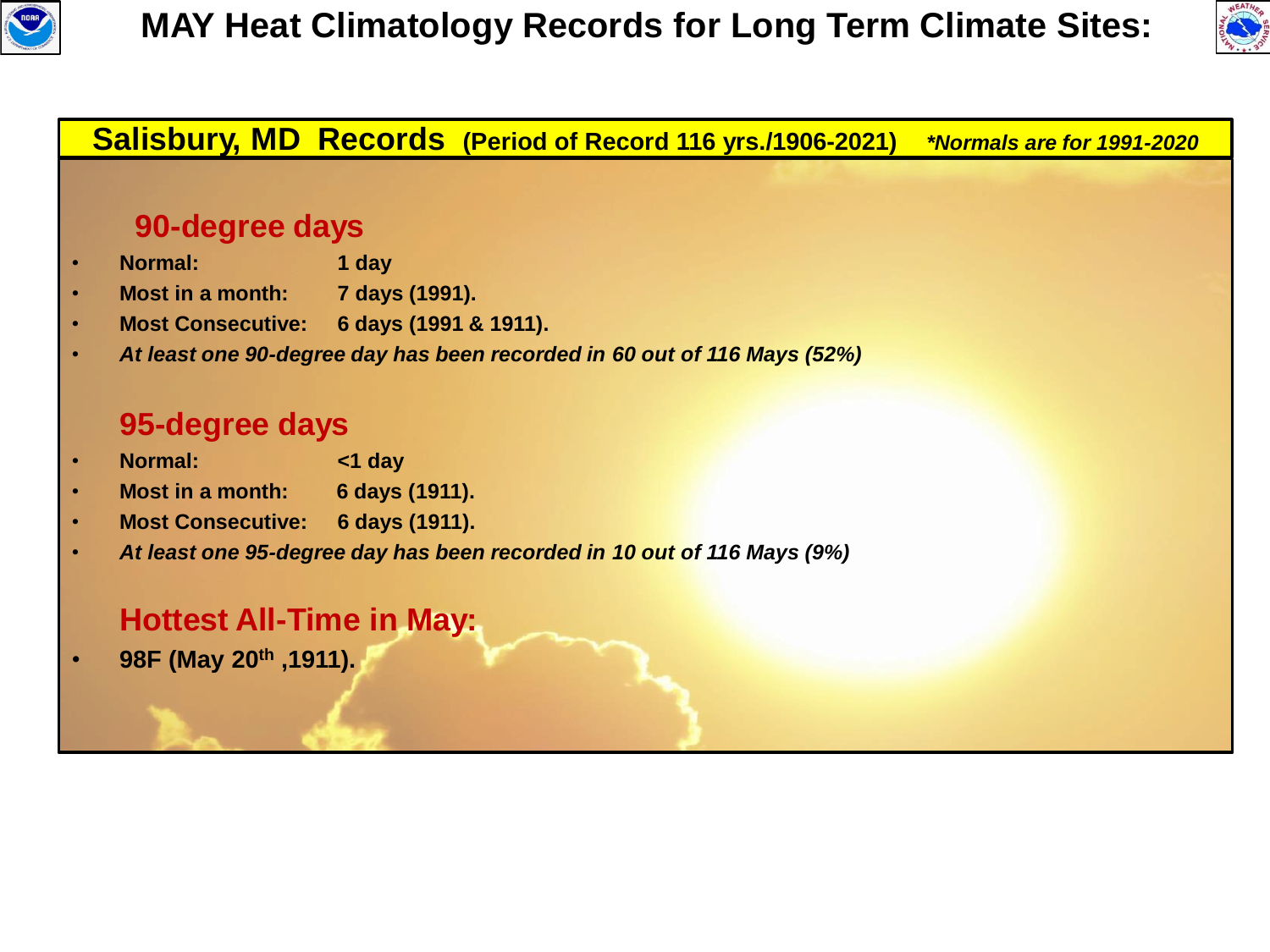# MAY Heat Climatology Records for Long Term Climate Sites:

## Salisbury, MD Records (Period of Record 116 yrs./1906-2021) *\*Normals are for 1991-2020*

### 90-degree days

- **Normal:** **1 day**
- **Most in a month:** **7 days (1991).**
- **Most Consecutive:** **6 days (1991 & 1911).**
- ***At least one 90-degree day has been recorded in 60 out of 116 Mays (52%)***

### 95-degree days

- **Normal:** **<1 day**
- **Most in a month:** **6 days (1911).**
- **Most Consecutive:** **6 days (1911).**
- ***At least one 95-degree day has been recorded in 10 out of 116 Mays (9%)***

### Hottest All-Time in May:

- **98F (May 20th ,1911).**